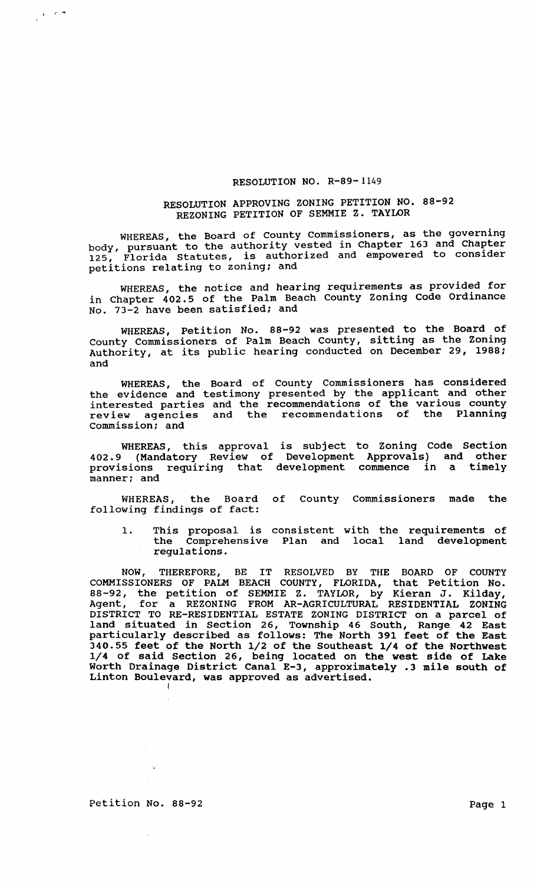# RESOLUTION NO. R-89-1149

## RESOLUTION APPROVING ZONING PETITION NO. 88-92 REZONING PETITION OF SEMMIE Z. TAYLOR

WHEREAS, the Board of County Commissioners, as the governing body, pursuant to the authority vested in Chapter 163 and Chapter 125, Florida Statutes, is authorized and empowered to consider petitions relating to zoning; and

WHEREAS, the notice and hearing requirements as provided for in Chapter 402.5 of the Palm Beach County Zoning Code Ordinance No. 73-2 have been satisfied; and

WHEREAS, Petition No. 88-92 was presented to the Board of County Commissioners of Palm Beach County, sitting as the Zoning Authority, at its public hearing conducted on December 29, 1988; and

WHEREAS, the Board of County Commissioners has considered the evidence and testimony presented by the applicant and other interested parties and the recommendations of the various county review agencies and the recommendations of the Planning Commission; and

WHEREAS, this approval is subject to Zoning Code Section 402.9 (Mandatory Review of Development Approvals) and other provisions requiring that development commence in a timely manner; and

WHEREAS, the Board of County Commissioners made the following findings of fact:

1. This proposal is consistent with the requirements of the Comprehensive Plan and local land development regulations.

NOW, THEREFORE, BE IT RESOLVED BY THE BOARD OF COUNTY COMMISSIONERS OF PALM BEACH COUNTY, FLORIDA, that Petition No. 88-92, the petition of SEMMIE Z. TAYLOR, by Kieran J. Kilday, Agent, for a REZONING FROM AR-AGRICULTURAL RESIDENTIAL ZONING DISTRICT TO RE-RESIDENTIAL ESTATE ZONING DISTRICT on a parcel of land situated in Section 26, Township 46 South, Range 42 East particularly described as follows: The North 391 feet of the East 340.55 feet of the North 1/2 of the Southeast 1/4 of the Northwest 1/4 of said Section 26, being located on the west side of Lake Worth Drainage District Canal E-3, approximately .3 mile south of Linton Boulevard, was approved as advertised.

Petition No. 88-92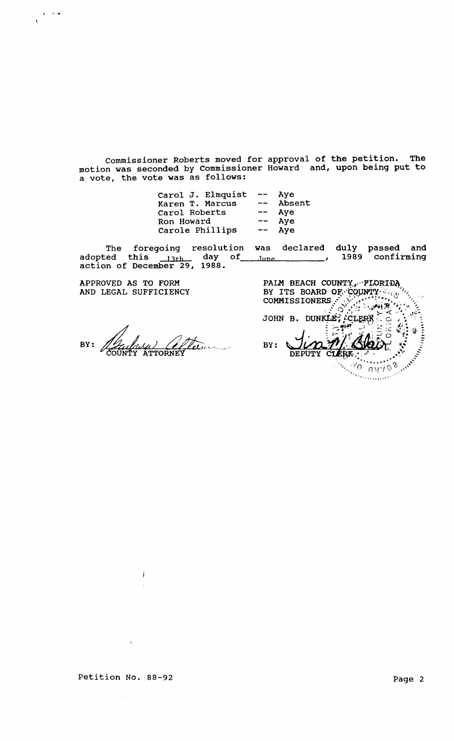Commissioner Roberts moved for approval of the petition. The motion was seconded by Commissioner Howard and, upon being put to a vote, the vote was as follows:

| | | |
|---|---|---|
| Carol J. Elmquist | -- | Aye |
| Karen T. Marcus | -- | Absent |
| Carol Roberts | -- | Aye |
| Ron Howard | -- | Aye |
| Carole Phillips | -- | Aye |

The foregoing resolution was declared duly passed and adopted this 13th day of June, 1989 confirming action of December 29, 1988.

APPROVED AS TO FORM
AND LEGAL SUFFICIENCY

BY: COUNTY ATTORNEY

PALM BEACH COUNTY, FLORIDA
BY ITS BOARD OF COUNTY
COMMISSIONERS

JOHN B. DUNKLE, CLERK

BY: DEPUTY CLERK

Petition No. 88-92